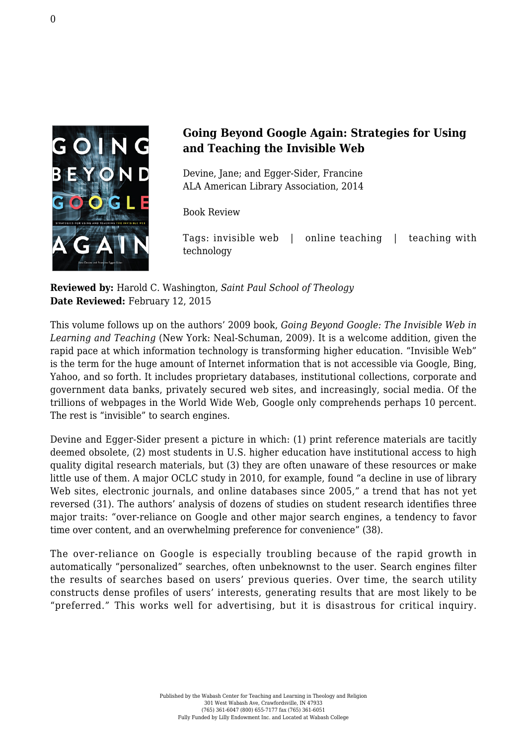# Going Beyond Google Again: Strategies for Using and Teaching the Invisible Web

Devine, Jane; and Egger-Sider, Francine
ALA American Library Association, 2014

Book Review

Tags: invisible web | online teaching | teaching with technology

**Reviewed by:** Harold C. Washington, *Saint Paul School of Theology*
**Date Reviewed:** February 12, 2015

This volume follows up on the authors' 2009 book, *Going Beyond Google: The Invisible Web in Learning and Teaching* (New York: Neal-Schuman, 2009). It is a welcome addition, given the rapid pace at which information technology is transforming higher education. "Invisible Web" is the term for the huge amount of Internet information that is not accessible via Google, Bing, Yahoo, and so forth. It includes proprietary databases, institutional collections, corporate and government data banks, privately secured web sites, and increasingly, social media. Of the trillions of webpages in the World Wide Web, Google only comprehends perhaps 10 percent. The rest is "invisible" to search engines.

Devine and Egger-Sider present a picture in which: (1) print reference materials are tacitly deemed obsolete, (2) most students in U.S. higher education have institutional access to high quality digital research materials, but (3) they are often unaware of these resources or make little use of them. A major OCLC study in 2010, for example, found "a decline in use of library Web sites, electronic journals, and online databases since 2005," a trend that has not yet reversed (31). The authors' analysis of dozens of studies on student research identifies three major traits: "over-reliance on Google and other major search engines, a tendency to favor time over content, and an overwhelming preference for convenience" (38).

The over-reliance on Google is especially troubling because of the rapid growth in automatically "personalized" searches, often unbeknownst to the user. Search engines filter the results of searches based on users' previous queries. Over time, the search utility constructs dense profiles of users' interests, generating results that are most likely to be "preferred." This works well for advertising, but it is disastrous for critical inquiry.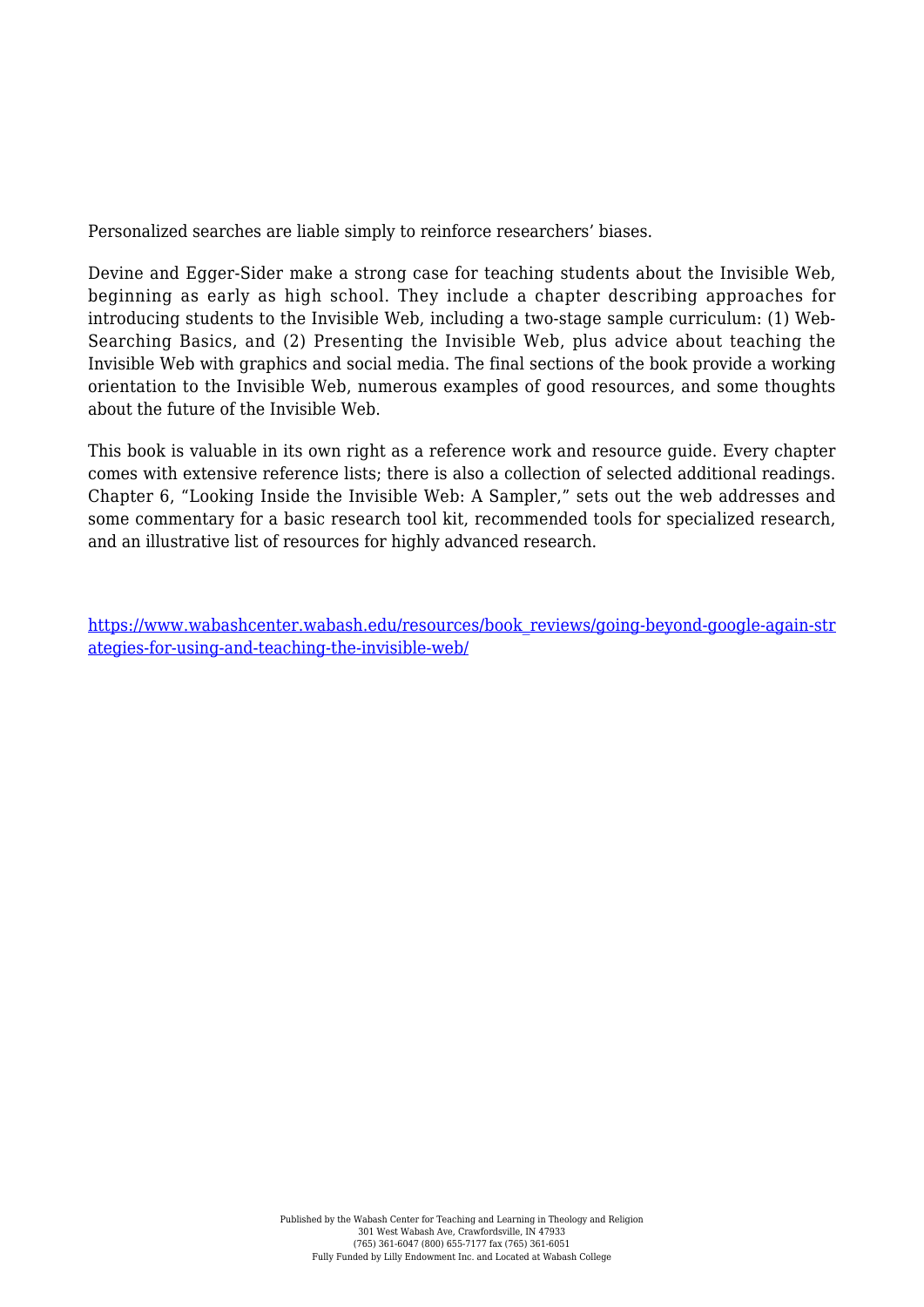Personalized searches are liable simply to reinforce researchers' biases.

Devine and Egger-Sider make a strong case for teaching students about the Invisible Web, beginning as early as high school. They include a chapter describing approaches for introducing students to the Invisible Web, including a two-stage sample curriculum: (1) Web-Searching Basics, and (2) Presenting the Invisible Web, plus advice about teaching the Invisible Web with graphics and social media. The final sections of the book provide a working orientation to the Invisible Web, numerous examples of good resources, and some thoughts about the future of the Invisible Web.

This book is valuable in its own right as a reference work and resource guide. Every chapter comes with extensive reference lists; there is also a collection of selected additional readings. Chapter 6, "Looking Inside the Invisible Web: A Sampler," sets out the web addresses and some commentary for a basic research tool kit, recommended tools for specialized research, and an illustrative list of resources for highly advanced research.

https://www.wabashcenter.wabash.edu/resources/book_reviews/going-beyond-google-again-strategies-for-using-and-teaching-the-invisible-web/